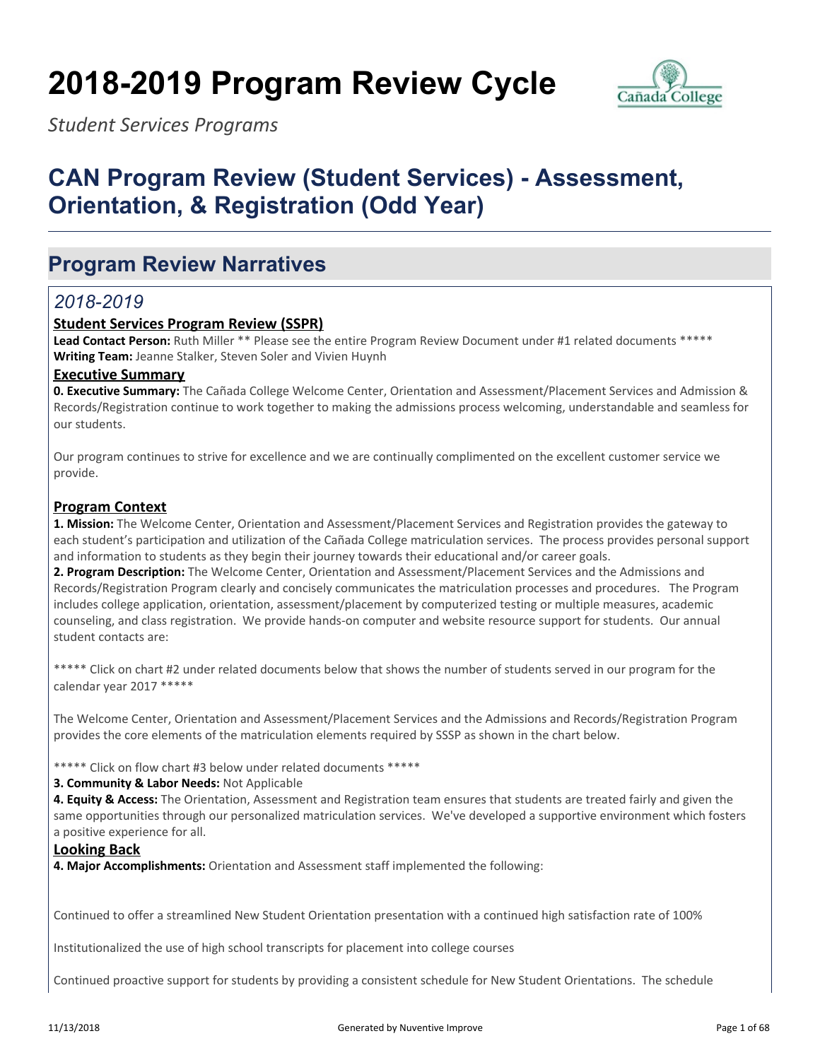# 2018-2019 Program Review Cycle

*Student Services Programs*

# CAN Program Review (Student Services) - Assessment, Orientation, & Registration (Odd Year)

## Program Review Narratives

### *2018-2019*

**Student Services Program Review (SSPR)**

**Lead Contact Person:** Ruth Miller ** Please see the entire Program Review Document under #1 related documents *****
**Writing Team:** Jeanne Stalker, Steven Soler and Vivien Huynh

**Executive Summary**

**0. Executive Summary:** The Cañada College Welcome Center, Orientation and Assessment/Placement Services and Admission & Records/Registration continue to work together to making the admissions process welcoming, understandable and seamless for our students.

Our program continues to strive for excellence and we are continually complimented on the excellent customer service we provide.

**Program Context**

**1. Mission:** The Welcome Center, Orientation and Assessment/Placement Services and Registration provides the gateway to each student's participation and utilization of the Cañada College matriculation services. The process provides personal support and information to students as they begin their journey towards their educational and/or career goals.

**2. Program Description:** The Welcome Center, Orientation and Assessment/Placement Services and the Admissions and Records/Registration Program clearly and concisely communicates the matriculation processes and procedures. The Program includes college application, orientation, assessment/placement by computerized testing or multiple measures, academic counseling, and class registration. We provide hands-on computer and website resource support for students. Our annual student contacts are:

***** Click on chart #2 under related documents below that shows the number of students served in our program for the calendar year 2017 *****

The Welcome Center, Orientation and Assessment/Placement Services and the Admissions and Records/Registration Program provides the core elements of the matriculation elements required by SSSP as shown in the chart below.

***** Click on flow chart #3 below under related documents *****

**3. Community & Labor Needs:** Not Applicable

**4. Equity & Access:** The Orientation, Assessment and Registration team ensures that students are treated fairly and given the same opportunities through our personalized matriculation services. We've developed a supportive environment which fosters a positive experience for all.

**Looking Back**

**4. Major Accomplishments:** Orientation and Assessment staff implemented the following:

Continued to offer a streamlined New Student Orientation presentation with a continued high satisfaction rate of 100%

Institutionalized the use of high school transcripts for placement into college courses

Continued proactive support for students by providing a consistent schedule for New Student Orientations. The schedule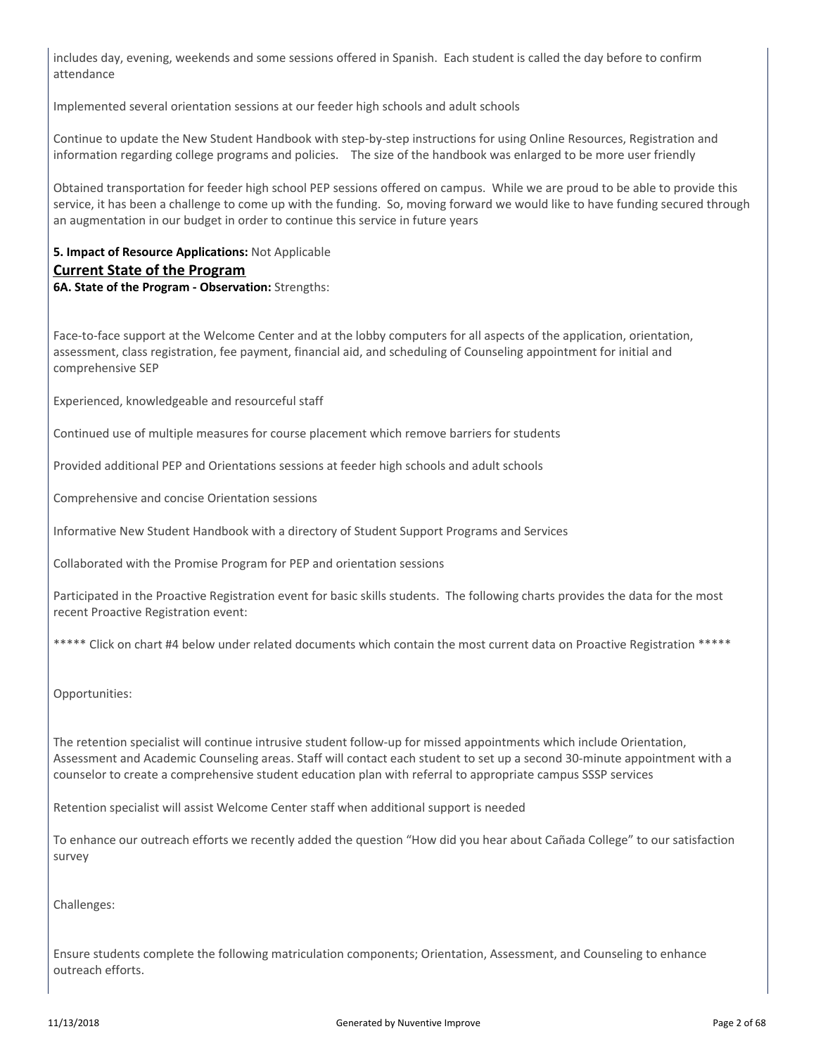includes day, evening, weekends and some sessions offered in Spanish. Each student is called the day before to confirm attendance

Implemented several orientation sessions at our feeder high schools and adult schools

Continue to update the New Student Handbook with step-by-step instructions for using Online Resources, Registration and information regarding college programs and policies. The size of the handbook was enlarged to be more user friendly

Obtained transportation for feeder high school PEP sessions offered on campus. While we are proud to be able to provide this service, it has been a challenge to come up with the funding. So, moving forward we would like to have funding secured through an augmentation in our budget in order to continue this service in future years

**5. Impact of Resource Applications:** Not Applicable

## Current State of the Program

**6A. State of the Program - Observation:** Strengths:

Face-to-face support at the Welcome Center and at the lobby computers for all aspects of the application, orientation, assessment, class registration, fee payment, financial aid, and scheduling of Counseling appointment for initial and comprehensive SEP

Experienced, knowledgeable and resourceful staff

Continued use of multiple measures for course placement which remove barriers for students

Provided additional PEP and Orientations sessions at feeder high schools and adult schools

Comprehensive and concise Orientation sessions

Informative New Student Handbook with a directory of Student Support Programs and Services

Collaborated with the Promise Program for PEP and orientation sessions

Participated in the Proactive Registration event for basic skills students. The following charts provides the data for the most recent Proactive Registration event:

***** Click on chart #4 below under related documents which contain the most current data on Proactive Registration *****

Opportunities:

The retention specialist will continue intrusive student follow-up for missed appointments which include Orientation, Assessment and Academic Counseling areas. Staff will contact each student to set up a second 30-minute appointment with a counselor to create a comprehensive student education plan with referral to appropriate campus SSSP services

Retention specialist will assist Welcome Center staff when additional support is needed

To enhance our outreach efforts we recently added the question "How did you hear about Cañada College" to our satisfaction survey

Challenges:

Ensure students complete the following matriculation components; Orientation, Assessment, and Counseling to enhance outreach efforts.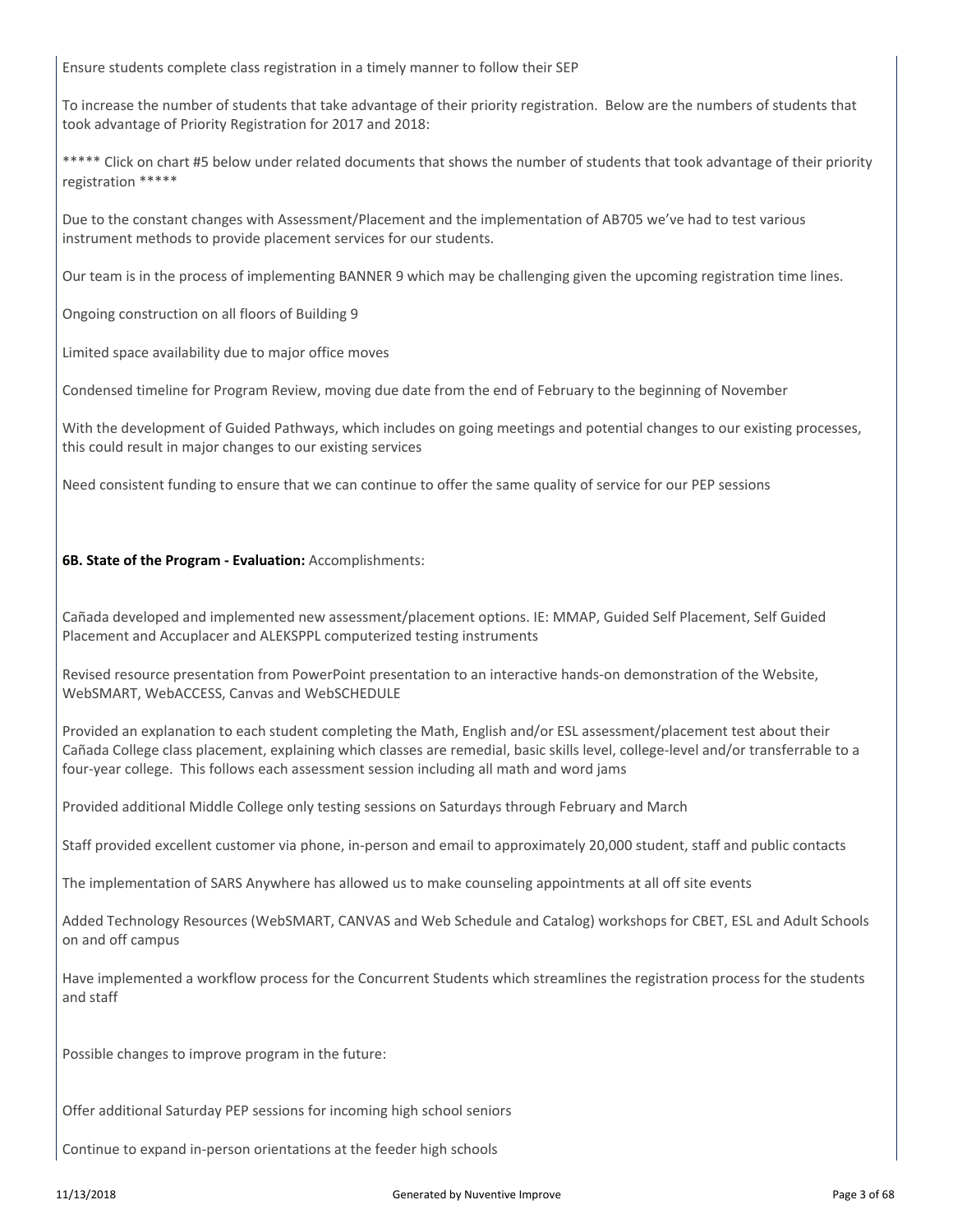Ensure students complete class registration in a timely manner to follow their SEP

To increase the number of students that take advantage of their priority registration. Below are the numbers of students that took advantage of Priority Registration for 2017 and 2018:

***** Click on chart #5 below under related documents that shows the number of students that took advantage of their priority registration *****

Due to the constant changes with Assessment/Placement and the implementation of AB705 we've had to test various instrument methods to provide placement services for our students.

Our team is in the process of implementing BANNER 9 which may be challenging given the upcoming registration time lines.

Ongoing construction on all floors of Building 9

Limited space availability due to major office moves

Condensed timeline for Program Review, moving due date from the end of February to the beginning of November

With the development of Guided Pathways, which includes on going meetings and potential changes to our existing processes, this could result in major changes to our existing services

Need consistent funding to ensure that we can continue to offer the same quality of service for our PEP sessions

**6B. State of the Program - Evaluation:** Accomplishments:

Cañada developed and implemented new assessment/placement options. IE: MMAP, Guided Self Placement, Self Guided Placement and Accuplacer and ALEKSPPL computerized testing instruments

Revised resource presentation from PowerPoint presentation to an interactive hands-on demonstration of the Website, WebSMART, WebACCESS, Canvas and WebSCHEDULE

Provided an explanation to each student completing the Math, English and/or ESL assessment/placement test about their Cañada College class placement, explaining which classes are remedial, basic skills level, college-level and/or transferrable to a four-year college. This follows each assessment session including all math and word jams

Provided additional Middle College only testing sessions on Saturdays through February and March

Staff provided excellent customer via phone, in-person and email to approximately 20,000 student, staff and public contacts

The implementation of SARS Anywhere has allowed us to make counseling appointments at all off site events

Added Technology Resources (WebSMART, CANVAS and Web Schedule and Catalog) workshops for CBET, ESL and Adult Schools on and off campus

Have implemented a workflow process for the Concurrent Students which streamlines the registration process for the students and staff

Possible changes to improve program in the future:

Offer additional Saturday PEP sessions for incoming high school seniors

Continue to expand in-person orientations at the feeder high schools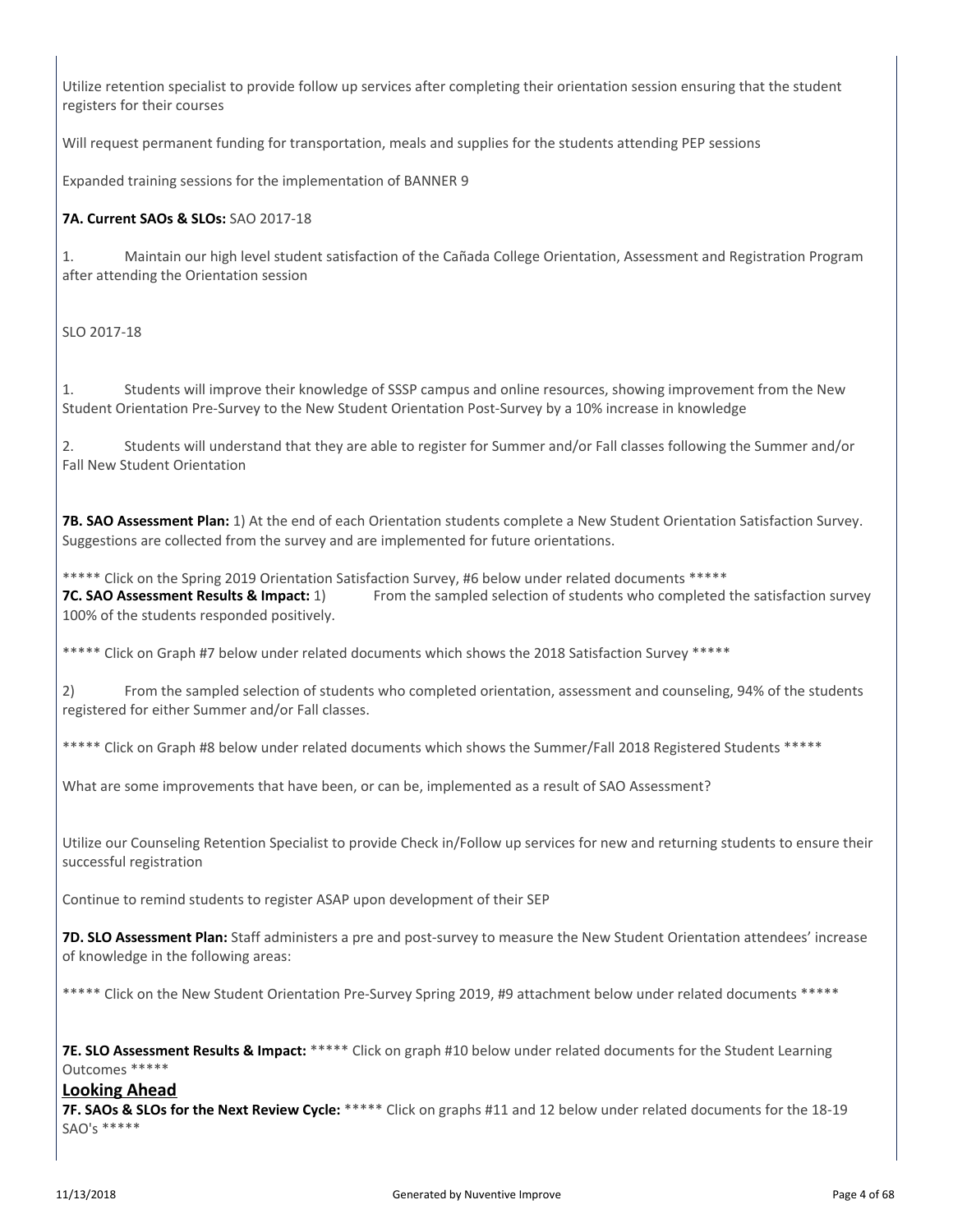Utilize retention specialist to provide follow up services after completing their orientation session ensuring that the student registers for their courses

Will request permanent funding for transportation, meals and supplies for the students attending PEP sessions

Expanded training sessions for the implementation of BANNER 9

**7A. Current SAOs & SLOs:** SAO 2017-18

1. Maintain our high level student satisfaction of the Cañada College Orientation, Assessment and Registration Program after attending the Orientation session

SLO 2017-18

1. Students will improve their knowledge of SSSP campus and online resources, showing improvement from the New Student Orientation Pre-Survey to the New Student Orientation Post-Survey by a 10% increase in knowledge

2. Students will understand that they are able to register for Summer and/or Fall classes following the Summer and/or Fall New Student Orientation

**7B. SAO Assessment Plan:** 1) At the end of each Orientation students complete a New Student Orientation Satisfaction Survey. Suggestions are collected from the survey and are implemented for future orientations.

***** Click on the Spring 2019 Orientation Satisfaction Survey, #6 below under related documents *****

**7C. SAO Assessment Results & Impact:** 1) From the sampled selection of students who completed the satisfaction survey 100% of the students responded positively.

***** Click on Graph #7 below under related documents which shows the 2018 Satisfaction Survey *****

2) From the sampled selection of students who completed orientation, assessment and counseling, 94% of the students registered for either Summer and/or Fall classes.

***** Click on Graph #8 below under related documents which shows the Summer/Fall 2018 Registered Students *****

What are some improvements that have been, or can be, implemented as a result of SAO Assessment?

Utilize our Counseling Retention Specialist to provide Check in/Follow up services for new and returning students to ensure their successful registration

Continue to remind students to register ASAP upon development of their SEP

**7D. SLO Assessment Plan:** Staff administers a pre and post-survey to measure the New Student Orientation attendees' increase of knowledge in the following areas:

***** Click on the New Student Orientation Pre-Survey Spring 2019, #9 attachment below under related documents *****

**7E. SLO Assessment Results & Impact:** ***** Click on graph #10 below under related documents for the Student Learning Outcomes *****

## Looking Ahead

**7F. SAOs & SLOs for the Next Review Cycle:** ***** Click on graphs #11 and 12 below under related documents for the 18-19 SAO's *****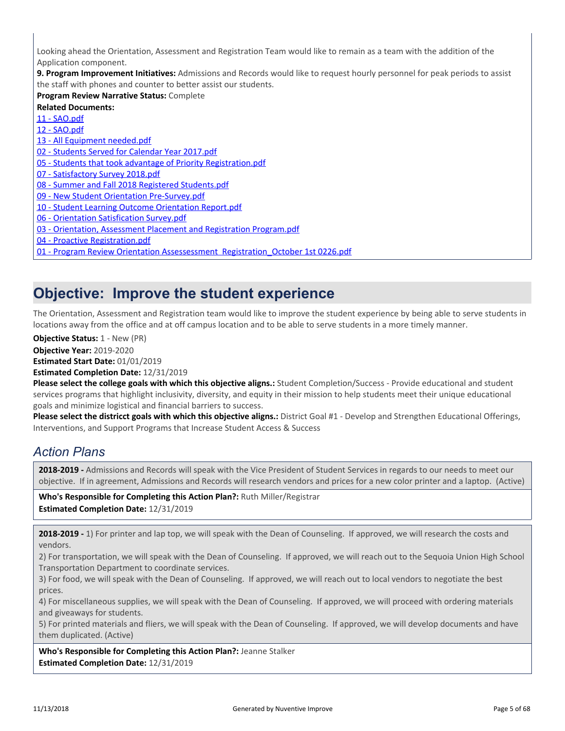Looking ahead the Orientation, Assessment and Registration Team would like to remain as a team with the addition of the Application component.

**9. Program Improvement Initiatives:** Admissions and Records would like to request hourly personnel for peak periods to assist the staff with phones and counter to better assist our students.

**Program Review Narrative Status:** Complete

**Related Documents:**

11 - SAO.pdf
12 - SAO.pdf
13 - All Equipment needed.pdf
02 - Students Served for Calendar Year 2017.pdf
05 - Students that took advantage of Priority Registration.pdf
07 - Satisfactory Survey 2018.pdf
08 - Summer and Fall 2018 Registered Students.pdf
09 - New Student Orientation Pre-Survey.pdf
10 - Student Learning Outcome Orientation Report.pdf
06 - Orientation Satisfication Survey.pdf
03 - Orientation, Assessment Placement and Registration Program.pdf
04 - Proactive Registration.pdf
01 - Program Review Orientation Assessessment_Registration_October 1st 0226.pdf

# Objective: Improve the student experience

The Orientation, Assessment and Registration team would like to improve the student experience by being able to serve students in locations away from the office and at off campus location and to be able to serve students in a more timely manner.

**Objective Status:** 1 - New (PR)

**Objective Year:** 2019-2020

**Estimated Start Date:** 01/01/2019

**Estimated Completion Date:** 12/31/2019

**Please select the college goals with which this objective aligns.:** Student Completion/Success - Provide educational and student services programs that highlight inclusivity, diversity, and equity in their mission to help students meet their unique educational goals and minimize logistical and financial barriers to success.

**Please select the districct goals with which this objective aligns.:** District Goal #1 - Develop and Strengthen Educational Offerings, Interventions, and Support Programs that Increase Student Access & Success

## *Action Plans*

**2018-2019 -** Admissions and Records will speak with the Vice President of Student Services in regards to our needs to meet our objective. If in agreement, Admissions and Records will research vendors and prices for a new color printer and a laptop. (Active)

**Who's Responsible for Completing this Action Plan?:** Ruth Miller/Registrar
**Estimated Completion Date:** 12/31/2019

**2018-2019 -** 1) For printer and lap top, we will speak with the Dean of Counseling. If approved, we will research the costs and vendors.
2) For transportation, we will speak with the Dean of Counseling. If approved, we will reach out to the Sequoia Union High School Transportation Department to coordinate services.
3) For food, we will speak with the Dean of Counseling. If approved, we will reach out to local vendors to negotiate the best prices.
4) For miscellaneous supplies, we will speak with the Dean of Counseling. If approved, we will proceed with ordering materials and giveaways for students.
5) For printed materials and fliers, we will speak with the Dean of Counseling. If approved, we will develop documents and have them duplicated. (Active)

**Who's Responsible for Completing this Action Plan?:** Jeanne Stalker
**Estimated Completion Date:** 12/31/2019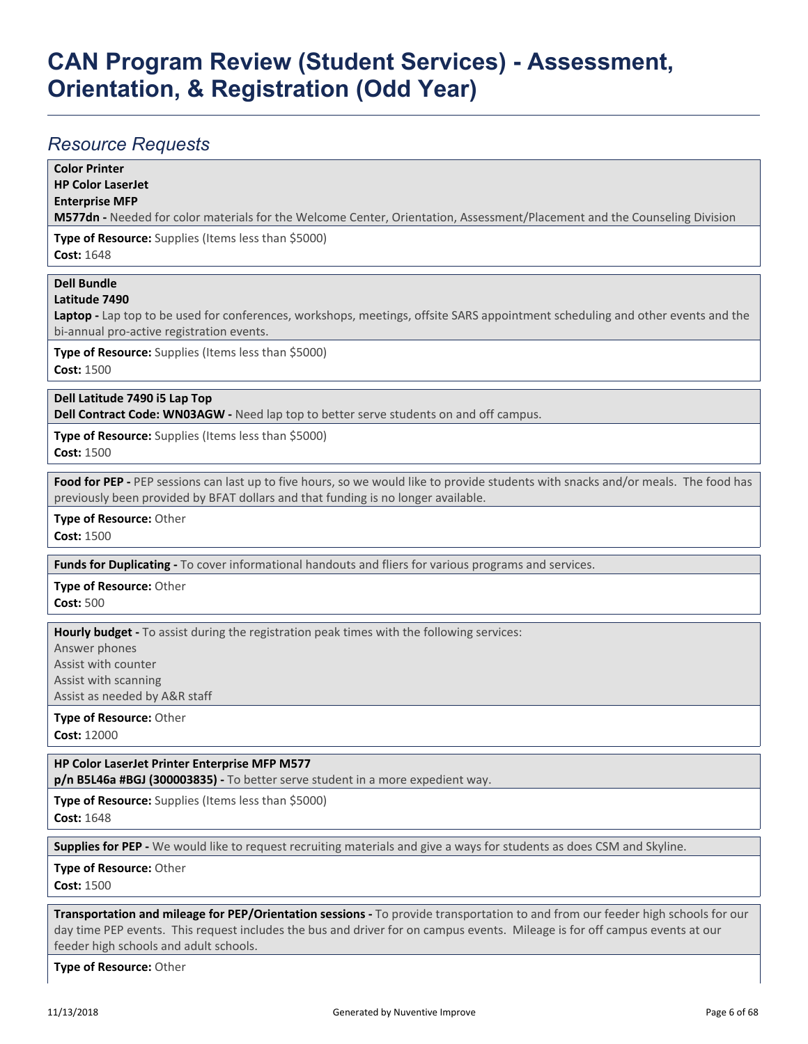# CAN Program Review (Student Services) - Assessment, Orientation, & Registration (Odd Year)

## *Resource Requests*

**Color Printer**
**HP Color LaserJet**
**Enterprise MFP**
**M577dn -** Needed for color materials for the Welcome Center, Orientation, Assessment/Placement and the Counseling Division

**Type of Resource:** Supplies (Items less than $5000)
**Cost:** 1648

**Dell Bundle**
**Latitude 7490**
**Laptop -** Lap top to be used for conferences, workshops, meetings, offsite SARS appointment scheduling and other events and the bi-annual pro-active registration events.

**Type of Resource:** Supplies (Items less than $5000)
**Cost:** 1500

**Dell Latitude 7490 i5 Lap Top**
**Dell Contract Code: WN03AGW -** Need lap top to better serve students on and off campus.

**Type of Resource:** Supplies (Items less than $5000)
**Cost:** 1500

**Food for PEP -** PEP sessions can last up to five hours, so we would like to provide students with snacks and/or meals. The food has previously been provided by BFAT dollars and that funding is no longer available.

**Type of Resource:** Other
**Cost:** 1500

**Funds for Duplicating -** To cover informational handouts and fliers for various programs and services.

**Type of Resource:** Other
**Cost:** 500

**Hourly budget -** To assist during the registration peak times with the following services:
Answer phones
Assist with counter
Assist with scanning
Assist as needed by A&R staff

**Type of Resource:** Other
**Cost:** 12000

**HP Color LaserJet Printer Enterprise MFP M577**
**p/n B5L46a #BGJ (300003835) -** To better serve student in a more expedient way.

**Type of Resource:** Supplies (Items less than $5000)
**Cost:** 1648

**Supplies for PEP -** We would like to request recruiting materials and give a ways for students as does CSM and Skyline.

**Type of Resource:** Other
**Cost:** 1500

**Transportation and mileage for PEP/Orientation sessions -** To provide transportation to and from our feeder high schools for our day time PEP events. This request includes the bus and driver for on campus events. Mileage is for off campus events at our feeder high schools and adult schools.

**Type of Resource:** Other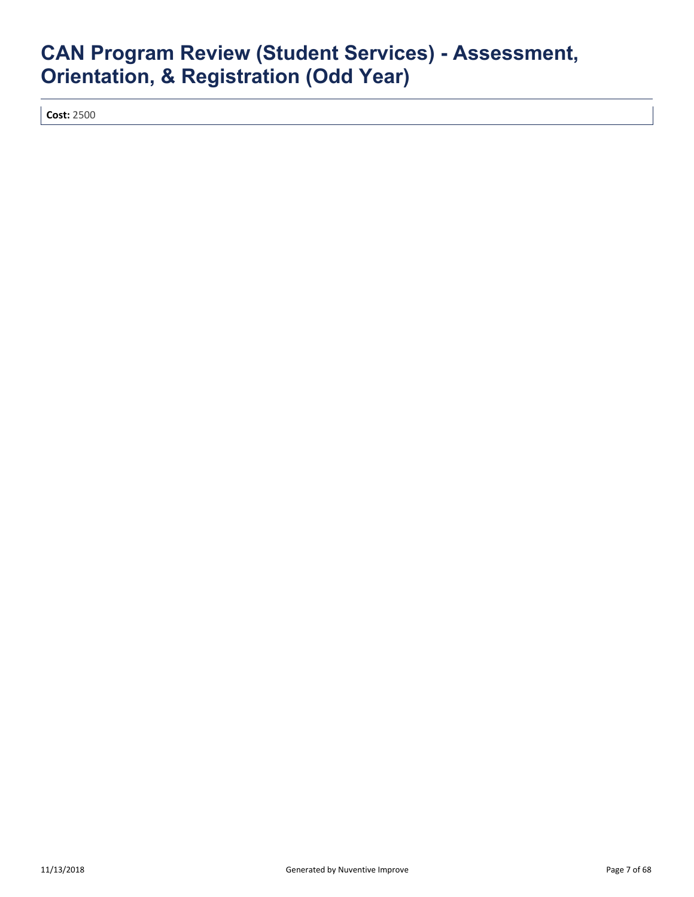# CAN Program Review (Student Services) - Assessment, Orientation, & Registration (Odd Year)

**Cost:** 2500